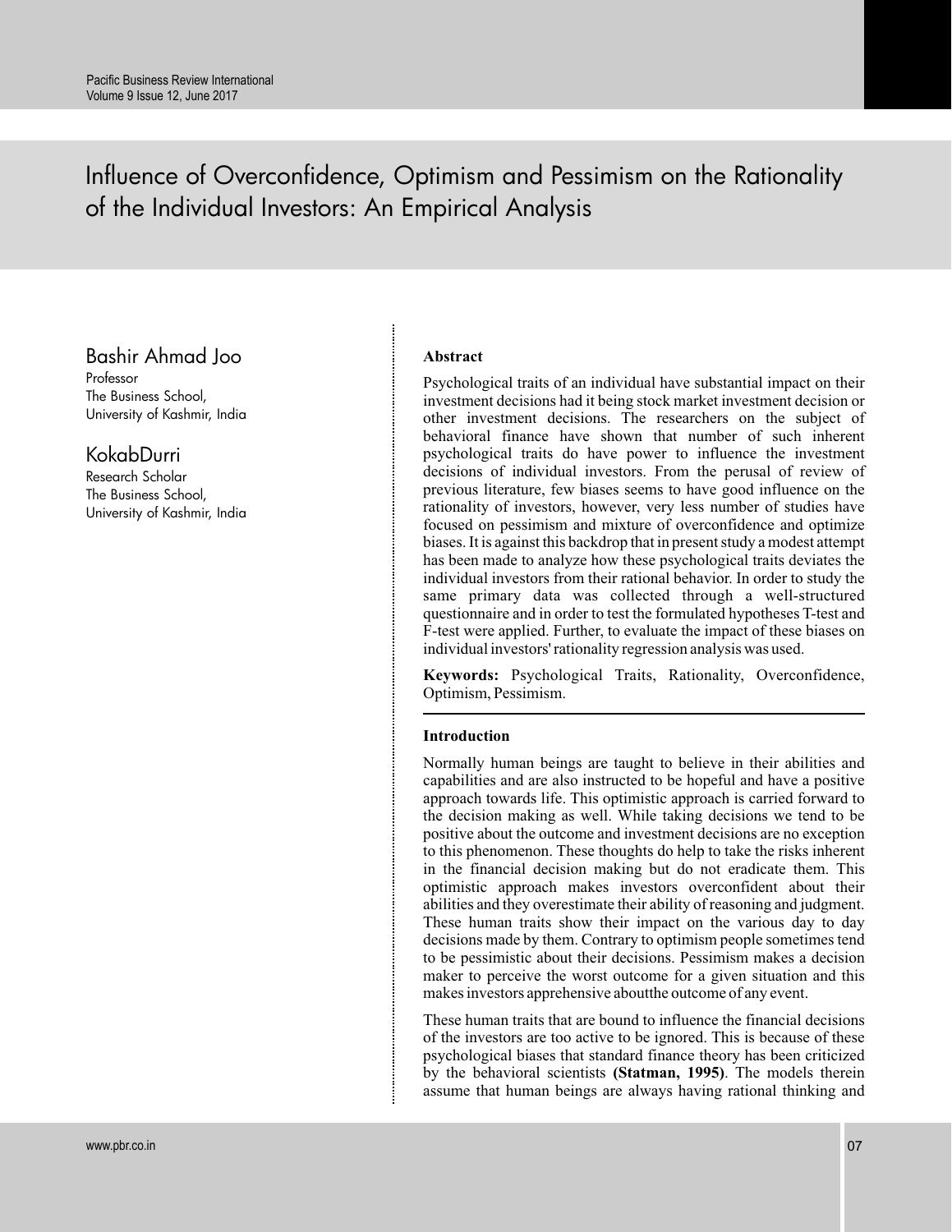# Influence of Overconfidence, Optimism and Pessimism on the Rationality of the Individual Investors: An Empirical Analysis

**Bashir Ahmad Joo**
Professor
The Business School,
University of Kashmir, India

**KokabDurri**
Research Scholar
The Business School,
University of Kashmir, India

## Abstract

Psychological traits of an individual have substantial impact on their investment decisions had it being stock market investment decision or other investment decisions. The researchers on the subject of behavioral finance have shown that number of such inherent psychological traits do have power to influence the investment decisions of individual investors. From the perusal of review of previous literature, few biases seems to have good influence on the rationality of investors, however, very less number of studies have focused on pessimism and mixture of overconfidence and optimize biases. It is against this backdrop that in present study a modest attempt has been made to analyze how these psychological traits deviates the individual investors from their rational behavior. In order to study the same primary data was collected through a well-structured questionnaire and in order to test the formulated hypotheses T-test and F-test were applied. Further, to evaluate the impact of these biases on individual investors' rationality regression analysis was used.

**Keywords:** Psychological Traits, Rationality, Overconfidence, Optimism, Pessimism.

## Introduction

Normally human beings are taught to believe in their abilities and capabilities and are also instructed to be hopeful and have a positive approach towards life. This optimistic approach is carried forward to the decision making as well. While taking decisions we tend to be positive about the outcome and investment decisions are no exception to this phenomenon. These thoughts do help to take the risks inherent in the financial decision making but do not eradicate them. This optimistic approach makes investors overconfident about their abilities and they overestimate their ability of reasoning and judgment. These human traits show their impact on the various day to day decisions made by them. Contrary to optimism people sometimes tend to be pessimistic about their decisions. Pessimism makes a decision maker to perceive the worst outcome for a given situation and this makes investors apprehensive aboutthe outcome of any event.

These human traits that are bound to influence the financial decisions of the investors are too active to be ignored. This is because of these psychological biases that standard finance theory has been criticized by the behavioral scientists **(Statman, 1995)**. The models therein assume that human beings are always having rational thinking and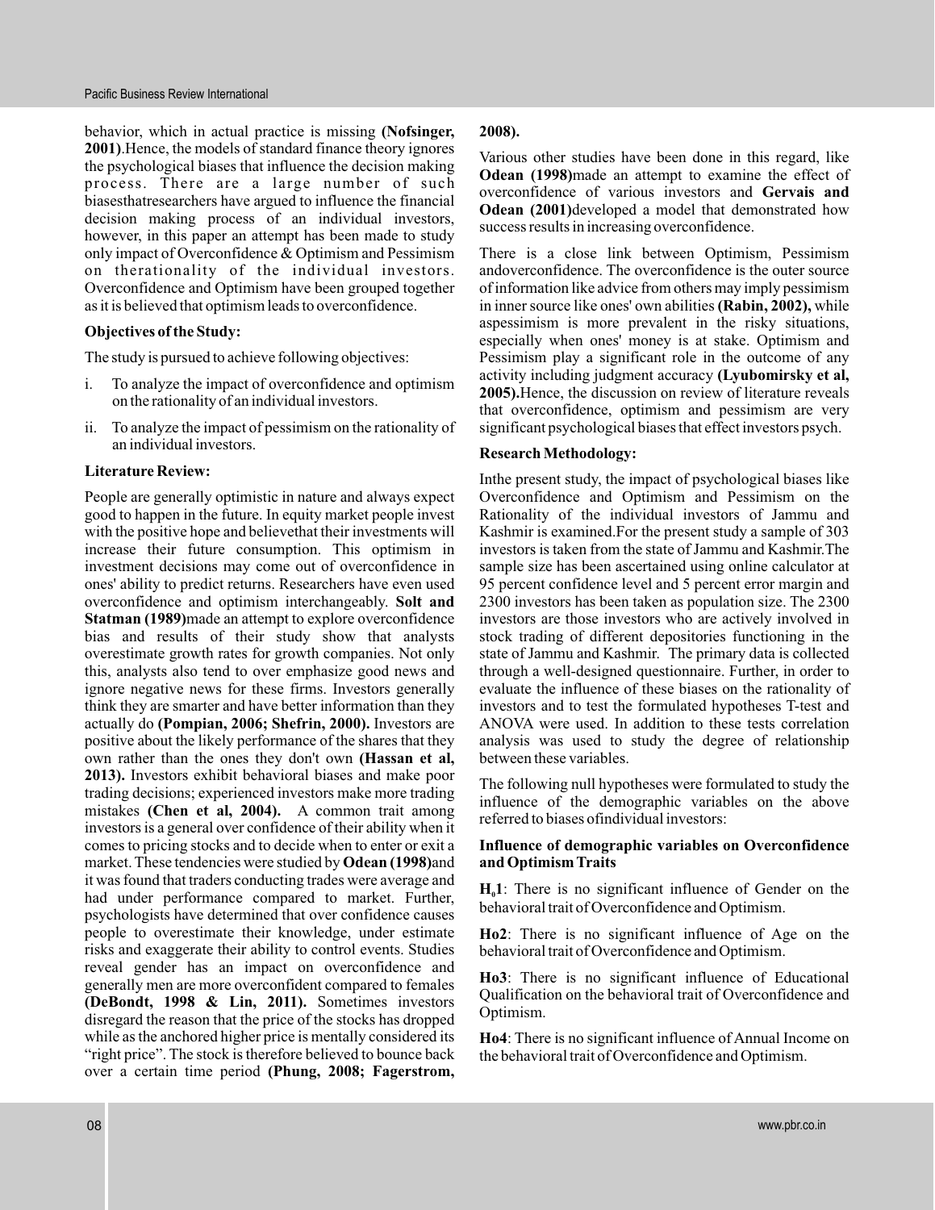behavior, which in actual practice is missing **(Nofsinger, 2001)**.Hence, the models of standard finance theory ignores the psychological biases that influence the decision making process. There are a large number of such biasesthatresearchers have argued to influence the financial decision making process of an individual investors, however, in this paper an attempt has been made to study only impact of Overconfidence & Optimism and Pessimism on therationality of the individual investors. Overconfidence and Optimism have been grouped together as it is believed that optimism leads to overconfidence.

**Objectives of the Study:**

The study is pursued to achieve following objectives:

i. To analyze the impact of overconfidence and optimism on the rationality of an individual investors.

ii. To analyze the impact of pessimism on the rationality of an individual investors.

**Literature Review:**

People are generally optimistic in nature and always expect good to happen in the future. In equity market people invest with the positive hope and believethat their investments will increase their future consumption. This optimism in investment decisions may come out of overconfidence in ones' ability to predict returns. Researchers have even used overconfidence and optimism interchangeably. **Solt and Statman (1989)**made an attempt to explore overconfidence bias and results of their study show that analysts overestimate growth rates for growth companies. Not only this, analysts also tend to over emphasize good news and ignore negative news for these firms. Investors generally think they are smarter and have better information than they actually do **(Pompian, 2006; Shefrin, 2000).** Investors are positive about the likely performance of the shares that they own rather than the ones they don't own **(Hassan et al, 2013).** Investors exhibit behavioral biases and make poor trading decisions; experienced investors make more trading mistakes **(Chen et al, 2004).** A common trait among investors is a general over confidence of their ability when it comes to pricing stocks and to decide when to enter or exit a market. These tendencies were studied by **Odean (1998)**and it was found that traders conducting trades were average and had under performance compared to market. Further, psychologists have determined that over confidence causes people to overestimate their knowledge, under estimate risks and exaggerate their ability to control events. Studies reveal gender has an impact on overconfidence and generally men are more overconfident compared to females **(DeBondt, 1998 & Lin, 2011).** Sometimes investors disregard the reason that the price of the stocks has dropped while as the anchored higher price is mentally considered its "right price". The stock is therefore believed to bounce back over a certain time period **(Phung, 2008; Fagerstrom, 2008).**

Various other studies have been done in this regard, like **Odean (1998)**made an attempt to examine the effect of overconfidence of various investors and **Gervais and Odean (2001)**developed a model that demonstrated how success results in increasing overconfidence.

There is a close link between Optimism, Pessimism andoverconfidence. The overconfidence is the outer source of information like advice from others may imply pessimism in inner source like ones' own abilities **(Rabin, 2002),** while aspessimism is more prevalent in the risky situations, especially when ones' money is at stake. Optimism and Pessimism play a significant role in the outcome of any activity including judgment accuracy **(Lyubomirsky et al, 2005).**Hence, the discussion on review of literature reveals that overconfidence, optimism and pessimism are very significant psychological biases that effect investors psych.

**Research Methodology:**

Inthe present study, the impact of psychological biases like Overconfidence and Optimism and Pessimism on the Rationality of the individual investors of Jammu and Kashmir is examined.For the present study a sample of 303 investors is taken from the state of Jammu and Kashmir.The sample size has been ascertained using online calculator at 95 percent confidence level and 5 percent error margin and 2300 investors has been taken as population size. The 2300 investors are those investors who are actively involved in stock trading of different depositories functioning in the state of Jammu and Kashmir. The primary data is collected through a well-designed questionnaire. Further, in order to evaluate the influence of these biases on the rationality of investors and to test the formulated hypotheses T-test and ANOVA were used. In addition to these tests correlation analysis was used to study the degree of relationship between these variables.

The following null hypotheses were formulated to study the influence of the demographic variables on the above referred to biases ofindividual investors:

**Influence of demographic variables on Overconfidence and Optimism Traits**

**$H_01$**: There is no significant influence of Gender on the behavioral trait of Overconfidence and Optimism.

**Ho2**: There is no significant influence of Age on the behavioral trait of Overconfidence and Optimism.

**Ho3**: There is no significant influence of Educational Qualification on the behavioral trait of Overconfidence and Optimism.

**Ho4**: There is no significant influence of Annual Income on the behavioral trait of Overconfidence and Optimism.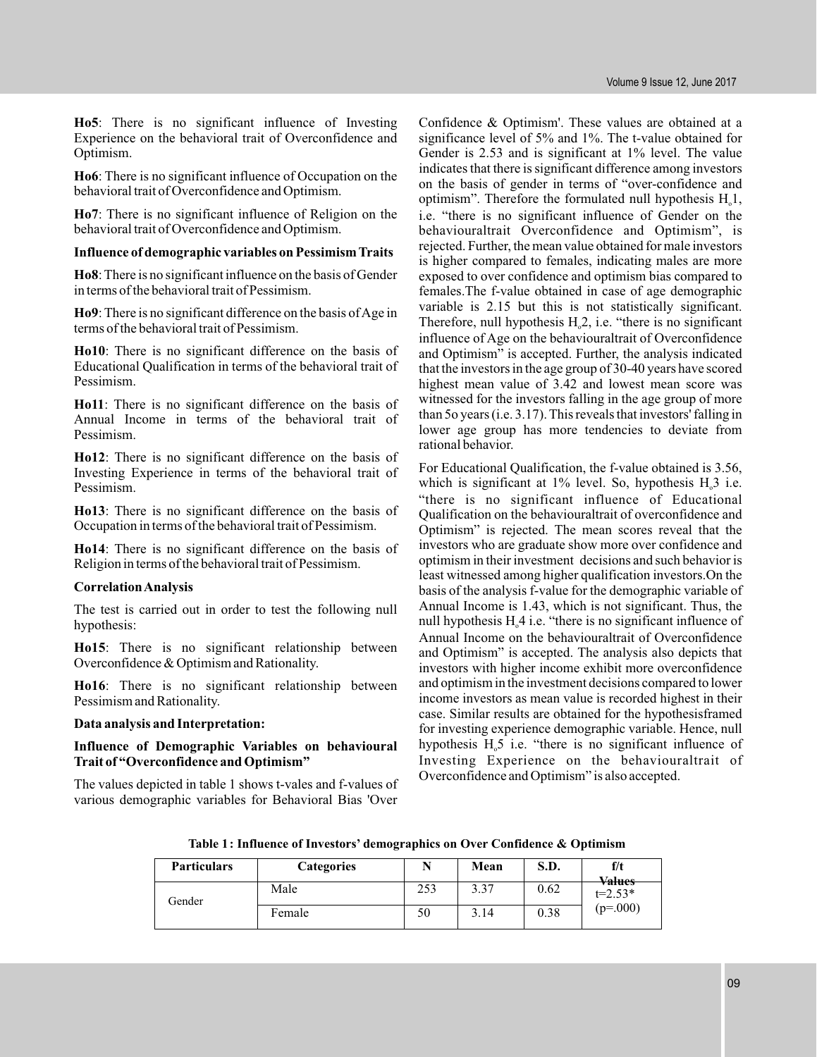**Ho5**: There is no significant influence of Investing Experience on the behavioral trait of Overconfidence and Optimism.

**Ho6**: There is no significant influence of Occupation on the behavioral trait of Overconfidence and Optimism.

**Ho7**: There is no significant influence of Religion on the behavioral trait of Overconfidence and Optimism.

**Influence of demographic variables on Pessimism Traits**

**Ho8**: There is no significant influence on the basis of Gender in terms of the behavioral trait of Pessimism.

**Ho9**: There is no significant difference on the basis of Age in terms of the behavioral trait of Pessimism.

**Ho10**: There is no significant difference on the basis of Educational Qualification in terms of the behavioral trait of Pessimism.

**Ho11**: There is no significant difference on the basis of Annual Income in terms of the behavioral trait of Pessimism.

**Ho12**: There is no significant difference on the basis of Investing Experience in terms of the behavioral trait of Pessimism.

**Ho13**: There is no significant difference on the basis of Occupation in terms of the behavioral trait of Pessimism.

**Ho14**: There is no significant difference on the basis of Religion in terms of the behavioral trait of Pessimism.

**Correlation Analysis**

The test is carried out in order to test the following null hypothesis:

**Ho15**: There is no significant relationship between Overconfidence & Optimism and Rationality.

**Ho16**: There is no significant relationship between Pessimism and Rationality.

**Data analysis and Interpretation:**

**Influence of Demographic Variables on behavioural Trait of "Overconfidence and Optimism"**

The values depicted in table 1 shows t-vales and f-values of various demographic variables for Behavioral Bias 'Over Confidence & Optimism'. These values are obtained at a significance level of 5% and 1%. The t-value obtained for Gender is 2.53 and is significant at 1% level. The value indicates that there is significant difference among investors on the basis of gender in terms of "over-confidence and optimism". Therefore the formulated null hypothesis $H_o1$, i.e. "there is no significant influence of Gender on the behaviouraltrait Overconfidence and Optimism", is rejected. Further, the mean value obtained for male investors is higher compared to females, indicating males are more exposed to over confidence and optimism bias compared to females.The f-value obtained in case of age demographic variable is 2.15 but this is not statistically significant. Therefore, null hypothesis $H_o2$, i.e. "there is no significant influence of Age on the behaviouraltrait of Overconfidence and Optimism" is accepted. Further, the analysis indicated that the investors in the age group of 30-40 years have scored highest mean value of 3.42 and lowest mean score was witnessed for the investors falling in the age group of more than 5o years (i.e. 3.17). This reveals that investors' falling in lower age group has more tendencies to deviate from rational behavior.

For Educational Qualification, the f-value obtained is 3.56, which is significant at 1% level. So, hypothesis $H_o3$ i.e. "there is no significant influence of Educational Qualification on the behaviouraltrait of overconfidence and Optimism" is rejected. The mean scores reveal that the investors who are graduate show more over confidence and optimism in their investment decisions and such behavior is least witnessed among higher qualification investors.On the basis of the analysis f-value for the demographic variable of Annual Income is 1.43, which is not significant. Thus, the null hypothesis $H_o4$ i.e. "there is no significant influence of Annual Income on the behaviouraltrait of Overconfidence and Optimism" is accepted. The analysis also depicts that investors with higher income exhibit more overconfidence and optimism in the investment decisions compared to lower income investors as mean value is recorded highest in their case. Similar results are obtained for the hypothesisframed for investing experience demographic variable. Hence, null hypothesis $H_o5$ i.e. "there is no significant influence of Investing Experience on the behaviouraltrait of Overconfidence and Optimism" is also accepted.

**Table 1 : Influence of Investors' demographics on Over Confidence & Optimism**

| Particulars | Categories | N | Mean | S.D. | f/t Values |
|---|---|---|---|---|---|
| Gender | Male | 253 | 3.37 | 0.62 | t=2.53* (p=.000) |
| | Female | 50 | 3.14 | 0.38 | |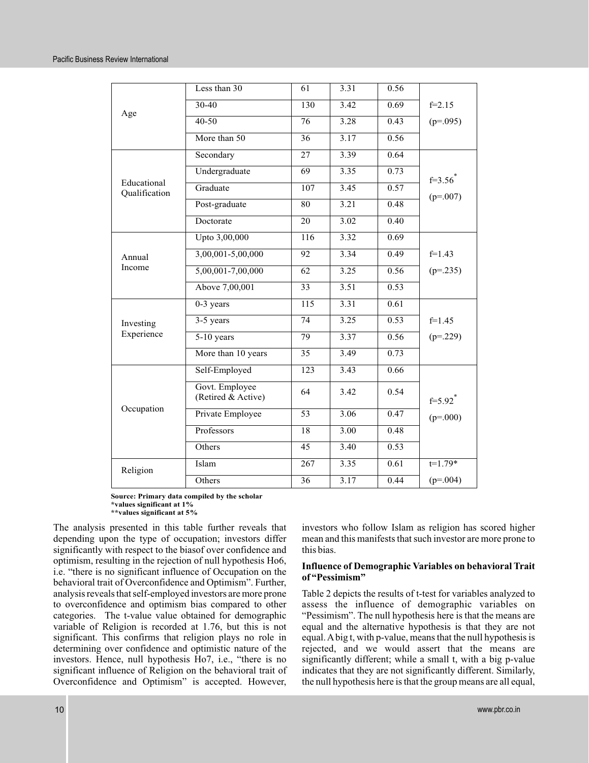| | | | | | |
|---|---|---|---|---|---|
| Age | Less than 30 | 61 | 3.31 | 0.56 | f=2.15 (p=.095) |
| | 30-40 | 130 | 3.42 | 0.69 | |
| | 40-50 | 76 | 3.28 | 0.43 | |
| | More than 50 | 36 | 3.17 | 0.56 | |
| Educational Qualification | Secondary | 27 | 3.39 | 0.64 | f=3.56* (p=.007) |
| | Undergraduate | 69 | 3.35 | 0.73 | |
| | Graduate | 107 | 3.45 | 0.57 | |
| | Post-graduate | 80 | 3.21 | 0.48 | |
| | Doctorate | 20 | 3.02 | 0.40 | |
| Annual Income | Upto 3,00,000 | 116 | 3.32 | 0.69 | f=1.43 (p=.235) |
| | 3,00,001-5,00,000 | 92 | 3.34 | 0.49 | |
| | 5,00,001-7,00,000 | 62 | 3.25 | 0.56 | |
| | Above 7,00,001 | 33 | 3.51 | 0.53 | |
| Investing Experience | 0-3 years | 115 | 3.31 | 0.61 | f=1.45 (p=.229) |
| | 3-5 years | 74 | 3.25 | 0.53 | |
| | 5-10 years | 79 | 3.37 | 0.56 | |
| | More than 10 years | 35 | 3.49 | 0.73 | |
| Occupation | Self-Employed | 123 | 3.43 | 0.66 | f=5.92* (p=.000) |
| | Govt. Employee (Retired & Active) | 64 | 3.42 | 0.54 | |
| | Private Employee | 53 | 3.06 | 0.47 | |
| | Professors | 18 | 3.00 | 0.48 | |
| | Others | 45 | 3.40 | 0.53 | |
| Religion | Islam | 267 | 3.35 | 0.61 | t=1.79* (p=.004) |
| | Others | 36 | 3.17 | 0.44 | |

**Source: Primary data compiled by the scholar**
***values significant at 1%**
****values significant at 5%**

The analysis presented in this table further reveals that depending upon the type of occupation; investors differ significantly with respect to the biasof over confidence and optimism, resulting in the rejection of null hypothesis Ho6, i.e. "there is no significant influence of Occupation on the behavioral trait of Overconfidence and Optimism". Further, analysis reveals that self-employed investors are more prone to overconfidence and optimism bias compared to other categories. The t-value value obtained for demographic variable of Religion is recorded at 1.76, but this is not significant. This confirms that religion plays no role in determining over confidence and optimistic nature of the investors. Hence, null hypothesis Ho7, i.e., "there is no significant influence of Religion on the behavioral trait of Overconfidence and Optimism" is accepted. However, investors who follow Islam as religion has scored higher mean and this manifests that such investor are more prone to this bias.

### Influence of Demographic Variables on behavioral Trait of "Pessimism"

Table 2 depicts the results of t-test for variables analyzed to assess the influence of demographic variables on "Pessimism". The null hypothesis here is that the means are equal and the alternative hypothesis is that they are not equal. A big t, with p-value, means that the null hypothesis is rejected, and we would assert that the means are significantly different; while a small t, with a big p-value indicates that they are not significantly different. Similarly, the null hypothesis here is that the group means are all equal,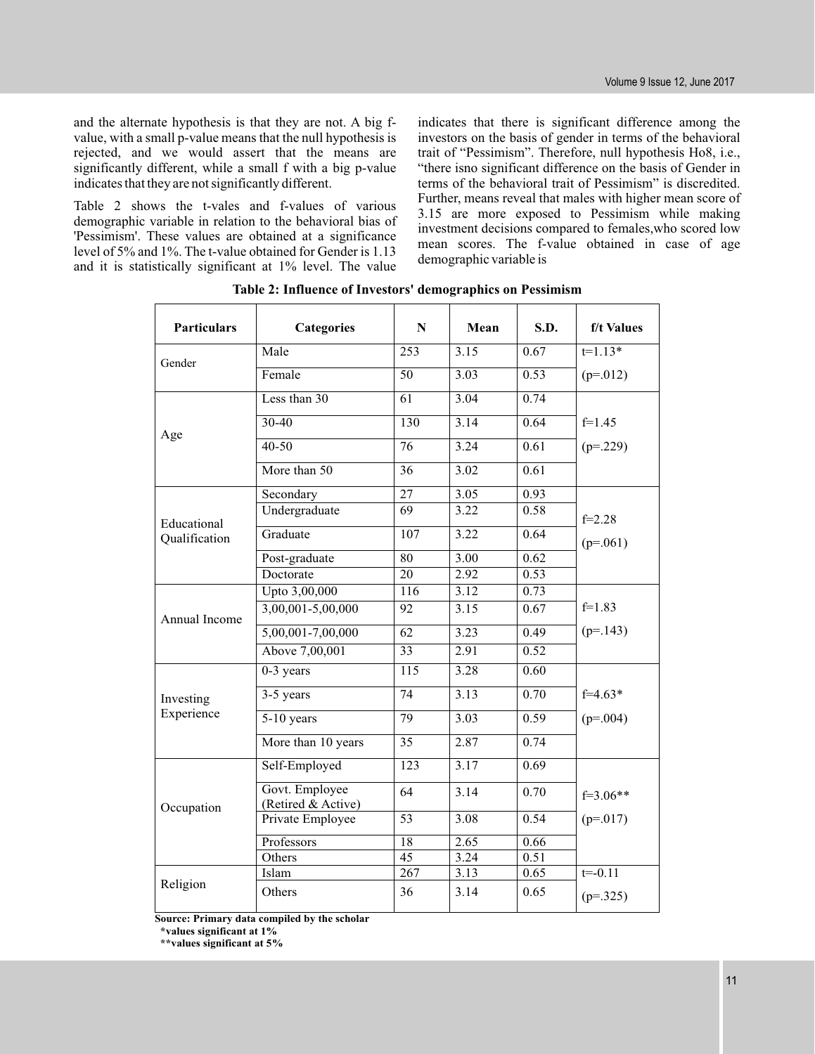and the alternate hypothesis is that they are not. A big f-value, with a small p-value means that the null hypothesis is rejected, and we would assert that the means are significantly different, while a small f with a big p-value indicates that they are not significantly different.

Table 2 shows the t-vales and f-values of various demographic variable in relation to the behavioral bias of 'Pessimism'. These values are obtained at a significance level of 5% and 1%. The t-value obtained for Gender is 1.13 and it is statistically significant at 1% level. The value indicates that there is significant difference among the investors on the basis of gender in terms of the behavioral trait of "Pessimism". Therefore, null hypothesis Ho8, i.e., "there isno significant difference on the basis of Gender in terms of the behavioral trait of Pessimism" is discredited. Further, means reveal that males with higher mean score of 3.15 are more exposed to Pessimism while making investment decisions compared to females,who scored low mean scores. The f-value obtained in case of age demographic variable is

**Table 2: Influence of Investors' demographics on Pessimism**

| Particulars | Categories | N | Mean | S.D. | f/t Values |
|---|---|---|---|---|---|
| Gender | Male | 253 | 3.15 | 0.67 | t=1.13* |
| | Female | 50 | 3.03 | 0.53 | (p=.012) |
| Age | Less than 30 | 61 | 3.04 | 0.74 | |
| | 30-40 | 130 | 3.14 | 0.64 | f=1.45 |
| | 40-50 | 76 | 3.24 | 0.61 | (p=.229) |
| | More than 50 | 36 | 3.02 | 0.61 | |
| Educational Qualification | Secondary | 27 | 3.05 | 0.93 | |
| | Undergraduate | 69 | 3.22 | 0.58 | f=2.28 |
| | Graduate | 107 | 3.22 | 0.64 | (p=.061) |
| | Post-graduate | 80 | 3.00 | 0.62 | |
| | Doctorate | 20 | 2.92 | 0.53 | |
| Annual Income | Upto 3,00,000 | 116 | 3.12 | 0.73 | |
| | 3,00,001-5,00,000 | 92 | 3.15 | 0.67 | f=1.83 |
| | 5,00,001-7,00,000 | 62 | 3.23 | 0.49 | (p=.143) |
| | Above 7,00,001 | 33 | 2.91 | 0.52 | |
| Investing Experience | 0-3 years | 115 | 3.28 | 0.60 | |
| | 3-5 years | 74 | 3.13 | 0.70 | f=4.63* |
| | 5-10 years | 79 | 3.03 | 0.59 | (p=.004) |
| | More than 10 years | 35 | 2.87 | 0.74 | |
| Occupation | Self-Employed | 123 | 3.17 | 0.69 | |
| | Govt. Employee (Retired & Active) | 64 | 3.14 | 0.70 | f=3.06** |
| | Private Employee | 53 | 3.08 | 0.54 | (p=.017) |
| | Professors | 18 | 2.65 | 0.66 | |
| | Others | 45 | 3.24 | 0.51 | |
| Religion | Islam | 267 | 3.13 | 0.65 | t=-0.11 |
| | Others | 36 | 3.14 | 0.65 | (p=.325) |

**Source: Primary data compiled by the scholar**

**\*values significant at 1%**

**\*\*values significant at 5%**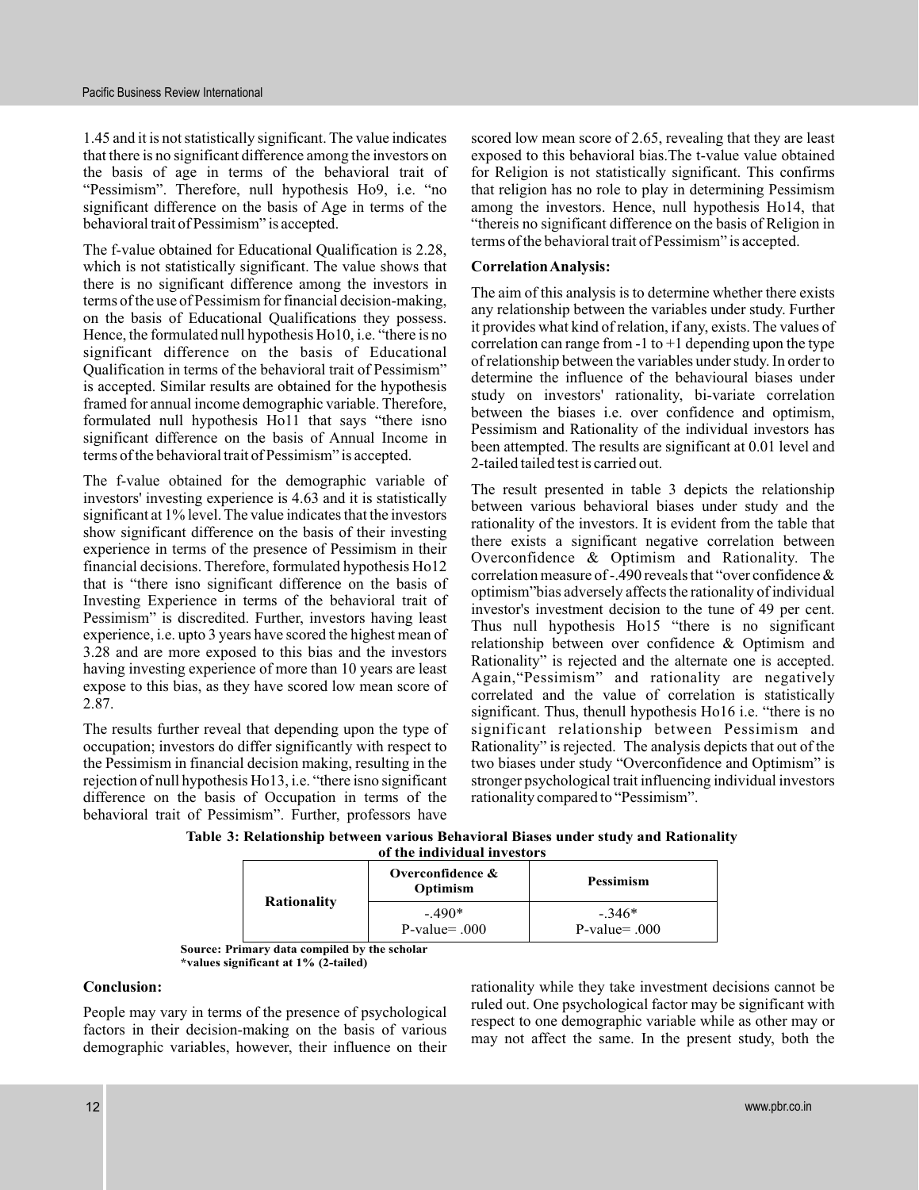1.45 and it is not statistically significant. The value indicates that there is no significant difference among the investors on the basis of age in terms of the behavioral trait of "Pessimism". Therefore, null hypothesis Ho9, i.e. "no significant difference on the basis of Age in terms of the behavioral trait of Pessimism" is accepted.

The f-value obtained for Educational Qualification is 2.28, which is not statistically significant. The value shows that there is no significant difference among the investors in terms of the use of Pessimism for financial decision-making, on the basis of Educational Qualifications they possess. Hence, the formulated null hypothesis Ho10, i.e. "there is no significant difference on the basis of Educational Qualification in terms of the behavioral trait of Pessimism" is accepted. Similar results are obtained for the hypothesis framed for annual income demographic variable. Therefore, formulated null hypothesis Ho11 that says "there isno significant difference on the basis of Annual Income in terms of the behavioral trait of Pessimism" is accepted.

The f-value obtained for the demographic variable of investors' investing experience is 4.63 and it is statistically significant at 1% level. The value indicates that the investors show significant difference on the basis of their investing experience in terms of the presence of Pessimism in their financial decisions. Therefore, formulated hypothesis Ho12 that is "there isno significant difference on the basis of Investing Experience in terms of the behavioral trait of Pessimism" is discredited. Further, investors having least experience, i.e. upto 3 years have scored the highest mean of 3.28 and are more exposed to this bias and the investors having investing experience of more than 10 years are least expose to this bias, as they have scored low mean score of 2.87.

The results further reveal that depending upon the type of occupation; investors do differ significantly with respect to the Pessimism in financial decision making, resulting in the rejection of null hypothesis Ho13, i.e. "there isno significant difference on the basis of Occupation in terms of the behavioral trait of Pessimism". Further, professors have scored low mean score of 2.65, revealing that they are least exposed to this behavioral bias.The t-value value obtained for Religion is not statistically significant. This confirms that religion has no role to play in determining Pessimism among the investors. Hence, null hypothesis Ho14, that "thereis no significant difference on the basis of Religion in terms of the behavioral trait of Pessimism" is accepted.

**Correlation Analysis:**

The aim of this analysis is to determine whether there exists any relationship between the variables under study. Further it provides what kind of relation, if any, exists. The values of correlation can range from -1 to +1 depending upon the type of relationship between the variables under study. In order to determine the influence of the behavioural biases under study on investors' rationality, bi-variate correlation between the biases i.e. over confidence and optimism, Pessimism and Rationality of the individual investors has been attempted. The results are significant at 0.01 level and 2-tailed tailed test is carried out.

The result presented in table 3 depicts the relationship between various behavioral biases under study and the rationality of the investors. It is evident from the table that there exists a significant negative correlation between Overconfidence & Optimism and Rationality. The correlation measure of -.490 reveals that "over confidence & optimism"bias adversely affects the rationality of individual investor's investment decision to the tune of 49 per cent. Thus null hypothesis Ho15 "there is no significant relationship between over confidence & Optimism and Rationality" is rejected and the alternate one is accepted. Again,"Pessimism" and rationality are negatively correlated and the value of correlation is statistically significant. Thus, thenull hypothesis Ho16 i.e. "there is no significant relationship between Pessimism and Rationality" is rejected. The analysis depicts that out of the two biases under study "Overconfidence and Optimism" is stronger psychological trait influencing individual investors rationality compared to "Pessimism".

**Table 3: Relationship between various Behavioral Biases under study and Rationality of the individual investors**

| | Overconfidence & Optimism | Pessimism |
|---|---|---|
| Rationality | -.490*<br>P-value= .000 | -.346*<br>P-value= .000 |

**Source: Primary data compiled by the scholar**
***values significant at 1% (2-tailed)**

**Conclusion:**

People may vary in terms of the presence of psychological factors in their decision-making on the basis of various demographic variables, however, their influence on their rationality while they take investment decisions cannot be ruled out. One psychological factor may be significant with respect to one demographic variable while as other may or may not affect the same. In the present study, both the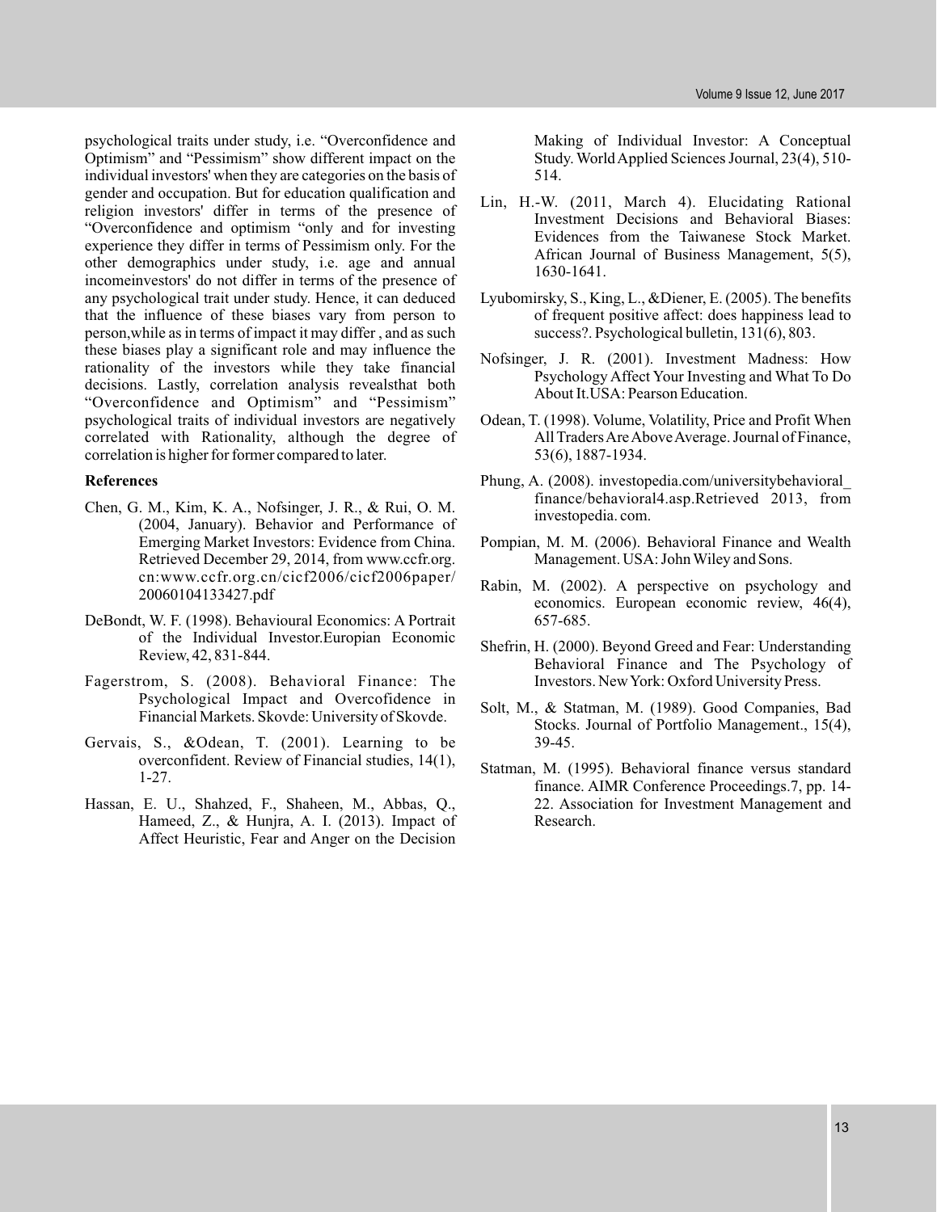psychological traits under study, i.e. "Overconfidence and Optimism" and "Pessimism" show different impact on the individual investors' when they are categories on the basis of gender and occupation. But for education qualification and religion investors' differ in terms of the presence of "Overconfidence and optimism "only and for investing experience they differ in terms of Pessimism only. For the other demographics under study, i.e. age and annual incomeinvestors' do not differ in terms of the presence of any psychological trait under study. Hence, it can deduced that the influence of these biases vary from person to person,while as in terms of impact it may differ , and as such these biases play a significant role and may influence the rationality of the investors while they take financial decisions. Lastly, correlation analysis revealsthat both "Overconfidence and Optimism" and "Pessimism" psychological traits of individual investors are negatively correlated with Rationality, although the degree of correlation is higher for former compared to later.

## References

Chen, G. M., Kim, K. A., Nofsinger, J. R., & Rui, O. M. (2004, January). Behavior and Performance of Emerging Market Investors: Evidence from China. Retrieved December 29, 2014, from www.ccfr.org.cn:www.ccfr.org.cn/cicf2006/cicf2006paper/20060104133427.pdf

DeBondt, W. F. (1998). Behavioural Economics: A Portrait of the Individual Investor.Europian Economic Review, 42, 831-844.

Fagerstrom, S. (2008). Behavioral Finance: The Psychological Impact and Overcofidence in Financial Markets. Skovde: University of Skovde.

Gervais, S., &Odean, T. (2001). Learning to be overconfident. Review of Financial studies, 14(1), 1-27.

Hassan, E. U., Shahzed, F., Shaheen, M., Abbas, Q., Hameed, Z., & Hunjra, A. I. (2013). Impact of Affect Heuristic, Fear and Anger on the Decision Making of Individual Investor: A Conceptual Study. World Applied Sciences Journal, 23(4), 510-514.

Lin, H.-W. (2011, March 4). Elucidating Rational Investment Decisions and Behavioral Biases: Evidences from the Taiwanese Stock Market. African Journal of Business Management, 5(5), 1630-1641.

Lyubomirsky, S., King, L., &Diener, E. (2005). The benefits of frequent positive affect: does happiness lead to success?. Psychological bulletin, 131(6), 803.

Nofsinger, J. R. (2001). Investment Madness: How Psychology Affect Your Investing and What To Do About It.USA: Pearson Education.

Odean, T. (1998). Volume, Volatility, Price and Profit When All Traders Are Above Average. Journal of Finance, 53(6), 1887-1934.

Phung, A. (2008). investopedia.com/universitybehavioral_finance/behavioral4.asp.Retrieved 2013, from investopedia. com.

Pompian, M. M. (2006). Behavioral Finance and Wealth Management. USA: John Wiley and Sons.

Rabin, M. (2002). A perspective on psychology and economics. European economic review, 46(4), 657-685.

Shefrin, H. (2000). Beyond Greed and Fear: Understanding Behavioral Finance and The Psychology of Investors. New York: Oxford University Press.

Solt, M., & Statman, M. (1989). Good Companies, Bad Stocks. Journal of Portfolio Management., 15(4), 39-45.

Statman, M. (1995). Behavioral finance versus standard finance. AIMR Conference Proceedings.7, pp. 14-22. Association for Investment Management and Research.